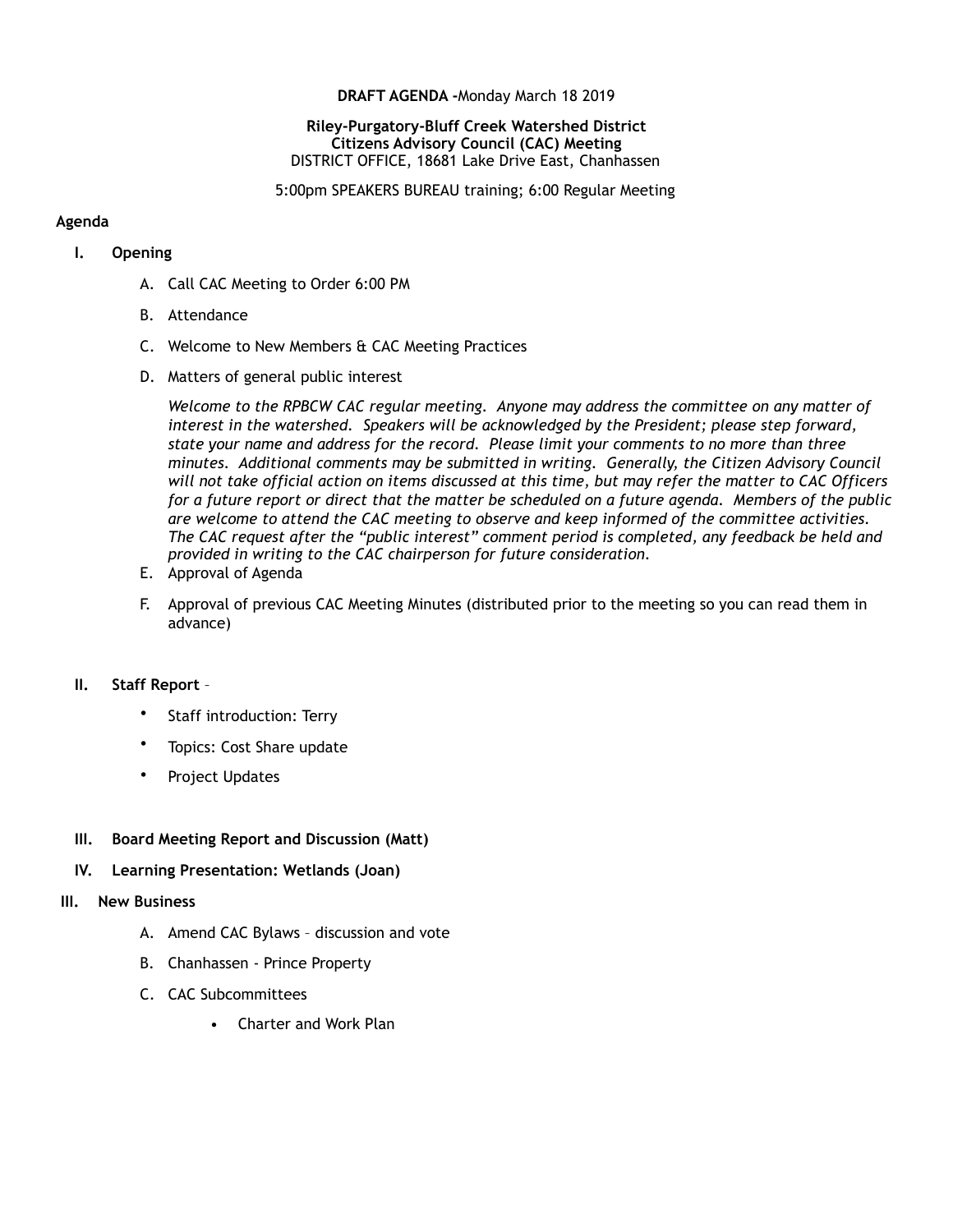**DRAFT AGENDA -**Monday March 18 2019

**Riley-Purgatory-Bluff Creek Watershed District**
**Citizens Advisory Council (CAC) Meeting**
DISTRICT OFFICE, 18681 Lake Drive East, Chanhassen

5:00pm SPEAKERS BUREAU training; 6:00 Regular Meeting

**Agenda**

**I. Opening**

A. Call CAC Meeting to Order 6:00 PM

B. Attendance

C. Welcome to New Members & CAC Meeting Practices

D. Matters of general public interest

*Welcome to the RPBCW CAC regular meeting. Anyone may address the committee on any matter of interest in the watershed. Speakers will be acknowledged by the President; please step forward, state your name and address for the record. Please limit your comments to no more than three minutes. Additional comments may be submitted in writing. Generally, the Citizen Advisory Council will not take official action on items discussed at this time, but may refer the matter to CAC Officers for a future report or direct that the matter be scheduled on a future agenda. Members of the public are welcome to attend the CAC meeting to observe and keep informed of the committee activities. The CAC request after the "public interest" comment period is completed, any feedback be held and provided in writing to the CAC chairperson for future consideration.*

E. Approval of Agenda

F. Approval of previous CAC Meeting Minutes (distributed prior to the meeting so you can read them in advance)

**II. Staff Report** –

- Staff introduction: Terry
- Topics: Cost Share update
- Project Updates

**III. Board Meeting Report and Discussion (Matt)**

**IV. Learning Presentation: Wetlands (Joan)**

**III. New Business**

A. Amend CAC Bylaws – discussion and vote

B. Chanhassen - Prince Property

C. CAC Subcommittees

- Charter and Work Plan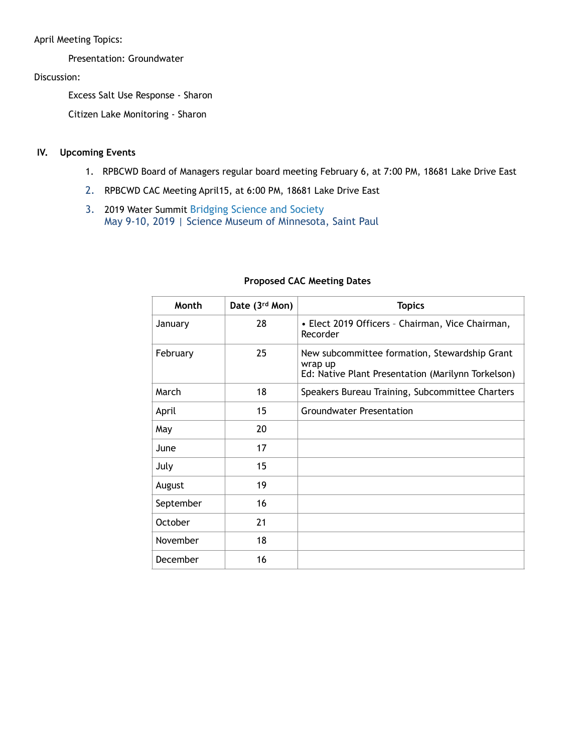April Meeting Topics:

Presentation: Groundwater

Discussion:

Excess Salt Use Response - Sharon

Citizen Lake Monitoring - Sharon

## IV. Upcoming Events

1. RPBCWD Board of Managers regular board meeting February 6, at 7:00 PM, 18681 Lake Drive East
2. RPBCWD CAC Meeting April15, at 6:00 PM, 18681 Lake Drive East
3. 2019 Water Summit Bridging Science and Society
   May 9-10, 2019 | Science Museum of Minnesota, Saint Paul

**Proposed CAC Meeting Dates**

| Month | Date (3rd Mon) | Topics |
|---|---|---|
| January | 28 | • Elect 2019 Officers – Chairman, Vice Chairman, Recorder |
| February | 25 | New subcommittee formation, Stewardship Grant wrap up<br>Ed: Native Plant Presentation (Marilynn Torkelson) |
| March | 18 | Speakers Bureau Training, Subcommittee Charters |
| April | 15 | Groundwater Presentation |
| May | 20 | |
| June | 17 | |
| July | 15 | |
| August | 19 | |
| September | 16 | |
| October | 21 | |
| November | 18 | |
| December | 16 | |